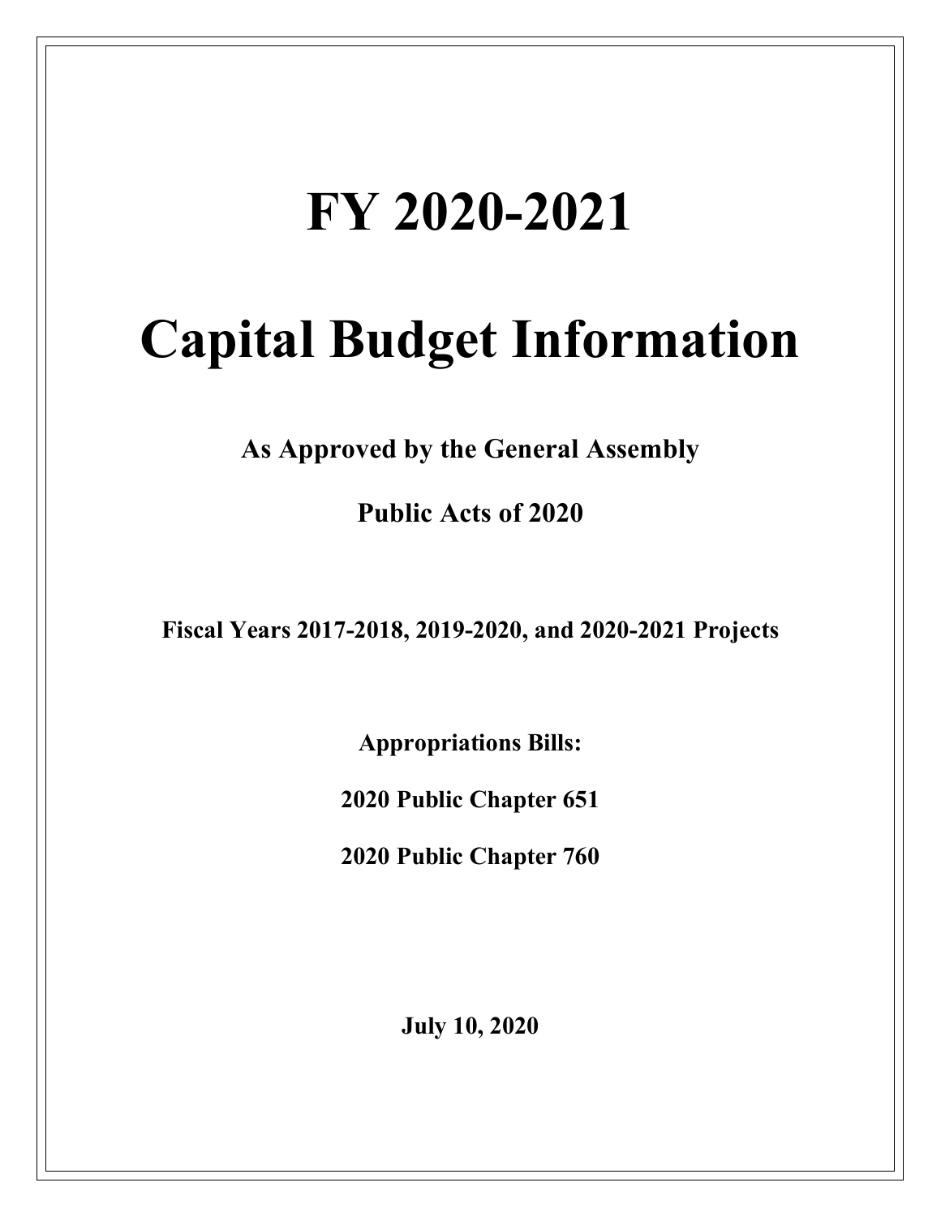# FY 2020-2021

# Capital Budget Information

**As Approved by the General Assembly**

**Public Acts of 2020**

**Fiscal Years 2017-2018, 2019-2020, and 2020-2021 Projects**

**Appropriations Bills:**

**2020 Public Chapter 651**

**2020 Public Chapter 760**

**July 10, 2020**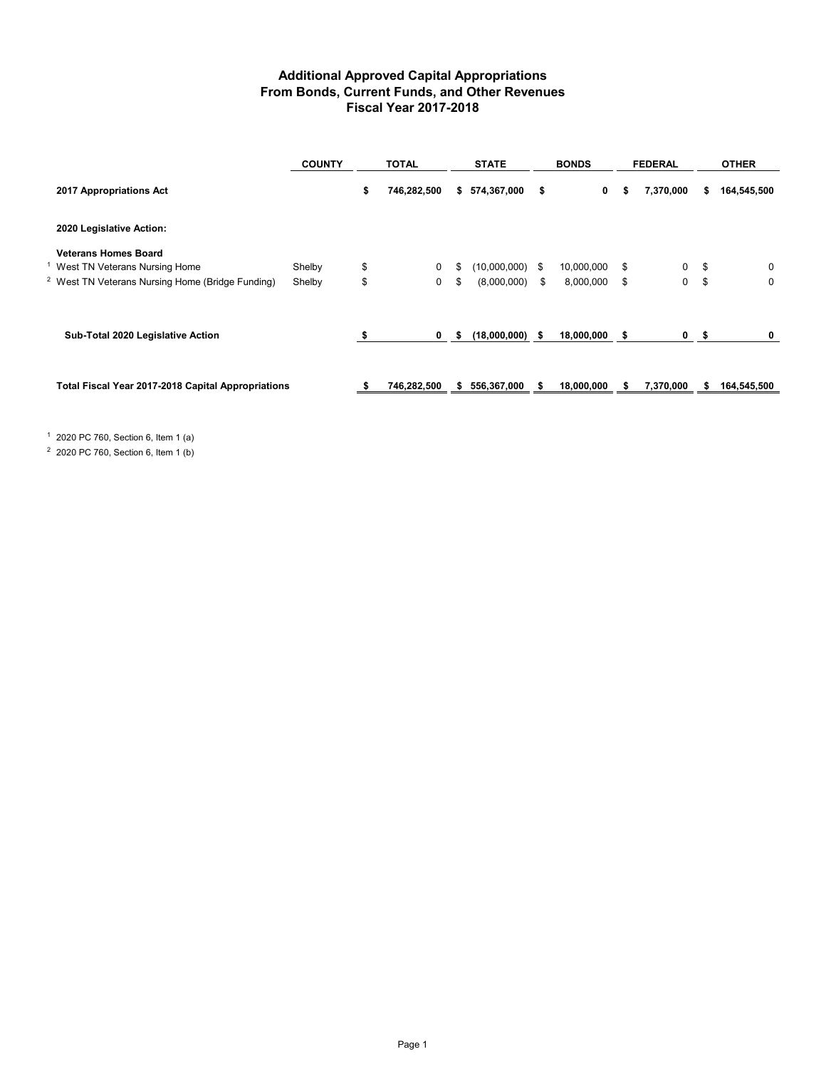# Additional Approved Capital Appropriations
## From Bonds, Current Funds, and Other Revenues
## Fiscal Year 2017-2018

| | COUNTY | TOTAL | STATE | BONDS | FEDERAL | OTHER |
|---|---|---|---|---|---|---|
| **2017 Appropriations Act** | | **$ 746,282,500** | **$ 574,367,000** | **$ 0** | **$ 7,370,000** | **$ 164,545,500** |
| **2020 Legislative Action:** | | | | | | |
| **Veterans Homes Board** | | | | | | |
| [1] West TN Veterans Nursing Home | Shelby | $ 0 | $ (10,000,000) | $ 10,000,000 | $ 0 | $ 0 |
| [2] West TN Veterans Nursing Home (Bridge Funding) | Shelby | $ 0 | $ (8,000,000) | $ 8,000,000 | $ 0 | $ 0 |
| **Sub-Total 2020 Legislative Action** | | **$ 0** | **$ (18,000,000)** | **$ 18,000,000** | **$ 0** | **$ 0** |
| **Total Fiscal Year 2017-2018 Capital Appropriations** | | **$ 746,282,500** | **$ 556,367,000** | **$ 18,000,000** | **$ 7,370,000** | **$ 164,545,500** |

[1] 2020 PC 760, Section 6, Item 1 (a)

[2] 2020 PC 760, Section 6, Item 1 (b)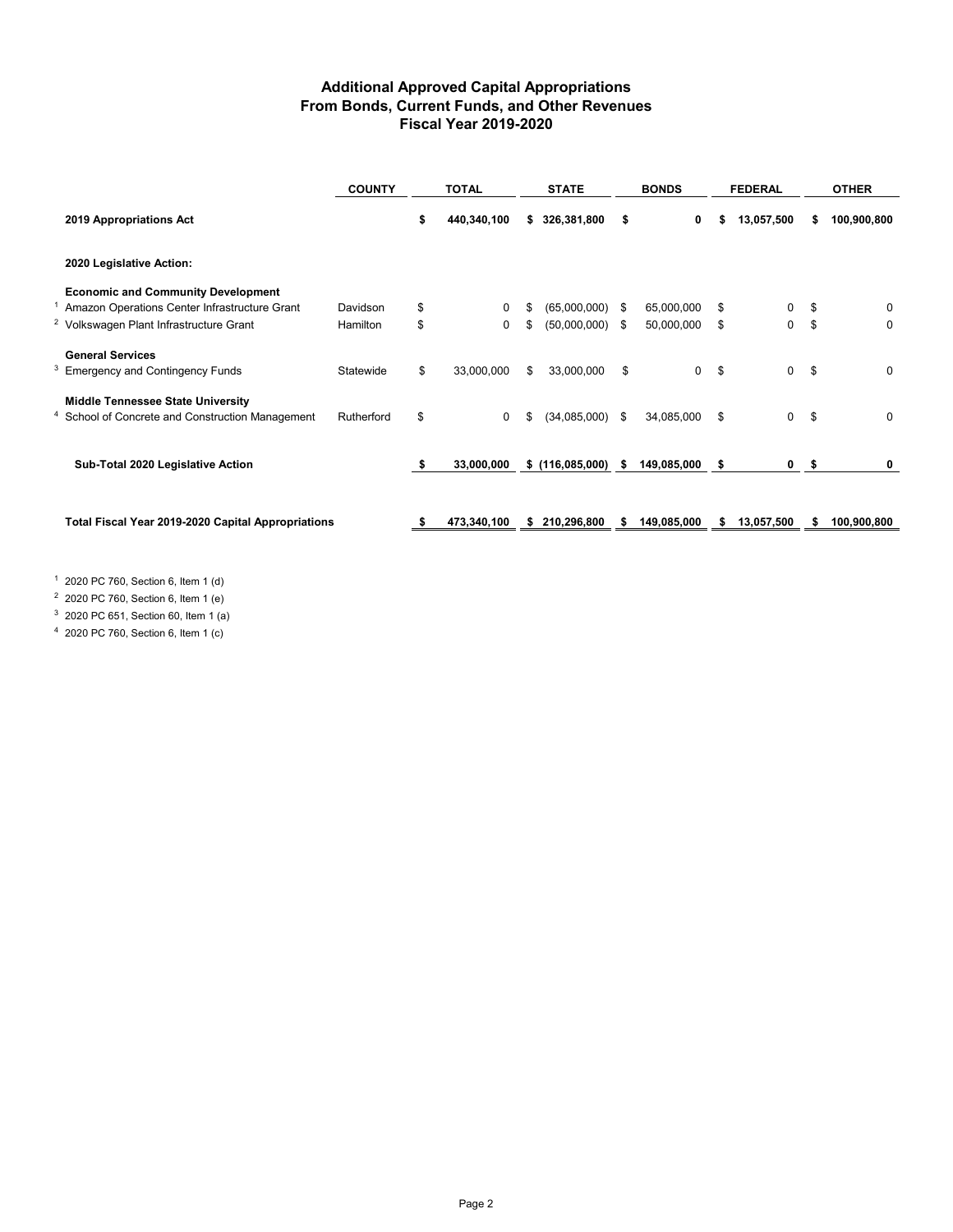# Additional Approved Capital Appropriations
## From Bonds, Current Funds, and Other Revenues
## Fiscal Year 2019-2020

| | COUNTY | TOTAL | STATE | BONDS | FEDERAL | OTHER |
|---|---|---|---|---|---|---|
| **2019 Appropriations Act** | | **$ 440,340,100** | **$ 326,381,800** | **$ 0** | **$ 13,057,500** | **$ 100,900,800** |
| **2020 Legislative Action:** | | | | | | |
| **Economic and Community Development** | | | | | | |
| [1] Amazon Operations Center Infrastructure Grant | Davidson | $ 0 | $ (65,000,000) | $ 65,000,000 | $ 0 | $ 0 |
| [2] Volkswagen Plant Infrastructure Grant | Hamilton | $ 0 | $ (50,000,000) | $ 50,000,000 | $ 0 | $ 0 |
| **General Services** | | | | | | |
| [3] Emergency and Contingency Funds | Statewide | $ 33,000,000 | $ 33,000,000 | $ 0 | $ 0 | $ 0 |
| **Middle Tennessee State University** | | | | | | |
| [4] School of Concrete and Construction Management | Rutherford | $ 0 | $ (34,085,000) | $ 34,085,000 | $ 0 | $ 0 |
| **Sub-Total 2020 Legislative Action** | | **$ 33,000,000** | **$ (116,085,000)** | **$ 149,085,000** | **$ 0** | **$ 0** |
| **Total Fiscal Year 2019-2020 Capital Appropriations** | | **$ 473,340,100** | **$ 210,296,800** | **$ 149,085,000** | **$ 13,057,500** | **$ 100,900,800** |

[1] 2020 PC 760, Section 6, Item 1 (d)

[2] 2020 PC 760, Section 6, Item 1 (e)

[3] 2020 PC 651, Section 60, Item 1 (a)

[4] 2020 PC 760, Section 6, Item 1 (c)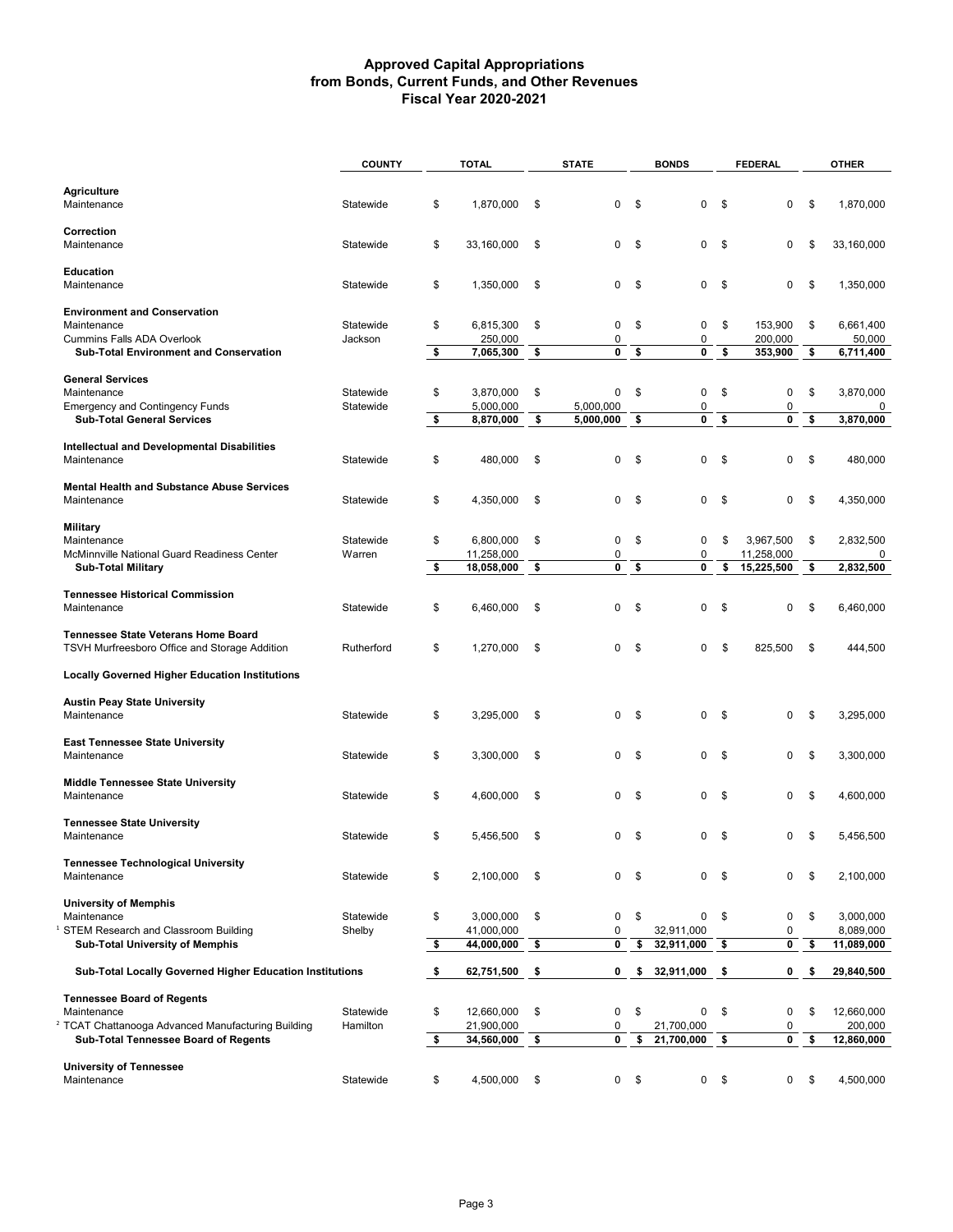# Approved Capital Appropriations from Bonds, Current Funds, and Other Revenues Fiscal Year 2020-2021

| | COUNTY | TOTAL | STATE | BONDS | FEDERAL | OTHER |
|---|---|---|---|---|---|---|
| **Agriculture** | | | | | | |
| Maintenance | Statewide | $ 1,870,000 | $ 0 | $ 0 | $ 0 | $ 1,870,000 |
| **Correction** | | | | | | |
| Maintenance | Statewide | $ 33,160,000 | $ 0 | $ 0 | $ 0 | $ 33,160,000 |
| **Education** | | | | | | |
| Maintenance | Statewide | $ 1,350,000 | $ 0 | $ 0 | $ 0 | $ 1,350,000 |
| **Environment and Conservation** | | | | | | |
| Maintenance | Statewide | $ 6,815,300 | $ 0 | $ 0 | $ 153,900 | $ 6,661,400 |
| Cummins Falls ADA Overlook | Jackson | 250,000 | 0 | 0 | 200,000 | 50,000 |
| **Sub-Total Environment and Conservation** | | **$ 7,065,300** | **$ 0** | **$ 0** | **$ 353,900** | **$ 6,711,400** |
| **General Services** | | | | | | |
| Maintenance | Statewide | $ 3,870,000 | $ 0 | $ 0 | $ 0 | $ 3,870,000 |
| Emergency and Contingency Funds | Statewide | 5,000,000 | 5,000,000 | 0 | 0 | 0 |
| **Sub-Total General Services** | | **$ 8,870,000** | **$ 5,000,000** | **$ 0** | **$ 0** | **$ 3,870,000** |
| **Intellectual and Developmental Disabilities** | | | | | | |
| Maintenance | Statewide | $ 480,000 | $ 0 | $ 0 | $ 0 | $ 480,000 |
| **Mental Health and Substance Abuse Services** | | | | | | |
| Maintenance | Statewide | $ 4,350,000 | $ 0 | $ 0 | $ 0 | $ 4,350,000 |
| **Military** | | | | | | |
| Maintenance | Statewide | $ 6,800,000 | $ 0 | $ 0 | $ 3,967,500 | $ 2,832,500 |
| McMinnville National Guard Readiness Center | Warren | 11,258,000 | 0 | 0 | 11,258,000 | 0 |
| **Sub-Total Military** | | **$ 18,058,000** | **$ 0** | **$ 0** | **$ 15,225,500** | **$ 2,832,500** |
| **Tennessee Historical Commission** | | | | | | |
| Maintenance | Statewide | $ 6,460,000 | $ 0 | $ 0 | $ 0 | $ 6,460,000 |
| **Tennessee State Veterans Home Board** | | | | | | |
| TSVH Murfreesboro Office and Storage Addition | Rutherford | $ 1,270,000 | $ 0 | $ 0 | $ 825,500 | $ 444,500 |
| **Locally Governed Higher Education Institutions** | | | | | | |
| **Austin Peay State University** | | | | | | |
| Maintenance | Statewide | $ 3,295,000 | $ 0 | $ 0 | $ 0 | $ 3,295,000 |
| **East Tennessee State University** | | | | | | |
| Maintenance | Statewide | $ 3,300,000 | $ 0 | $ 0 | $ 0 | $ 3,300,000 |
| **Middle Tennessee State University** | | | | | | |
| Maintenance | Statewide | $ 4,600,000 | $ 0 | $ 0 | $ 0 | $ 4,600,000 |
| **Tennessee State University** | | | | | | |
| Maintenance | Statewide | $ 5,456,500 | $ 0 | $ 0 | $ 0 | $ 5,456,500 |
| **Tennessee Technological University** | | | | | | |
| Maintenance | Statewide | $ 2,100,000 | $ 0 | $ 0 | $ 0 | $ 2,100,000 |
| **University of Memphis** | | | | | | |
| Maintenance | Statewide | $ 3,000,000 | $ 0 | $ 0 | $ 0 | $ 3,000,000 |
| [1] STEM Research and Classroom Building | Shelby | 41,000,000 | 0 | 32,911,000 | 0 | 8,089,000 |
| **Sub-Total University of Memphis** | | **$ 44,000,000** | **$ 0** | **$ 32,911,000** | **$ 0** | **$ 11,089,000** |
| **Sub-Total Locally Governed Higher Education Institutions** | | **$ 62,751,500** | **$ 0** | **$ 32,911,000** | **$ 0** | **$ 29,840,500** |
| **Tennessee Board of Regents** | | | | | | |
| Maintenance | Statewide | $ 12,660,000 | $ 0 | $ 0 | $ 0 | $ 12,660,000 |
| [2] TCAT Chattanooga Advanced Manufacturing Building | Hamilton | 21,900,000 | 0 | 21,700,000 | 0 | 200,000 |
| **Sub-Total Tennessee Board of Regents** | | **$ 34,560,000** | **$ 0** | **$ 21,700,000** | **$ 0** | **$ 12,860,000** |
| **University of Tennessee** | | | | | | |
| Maintenance | Statewide | $ 4,500,000 | $ 0 | $ 0 | $ 0 | $ 4,500,000 |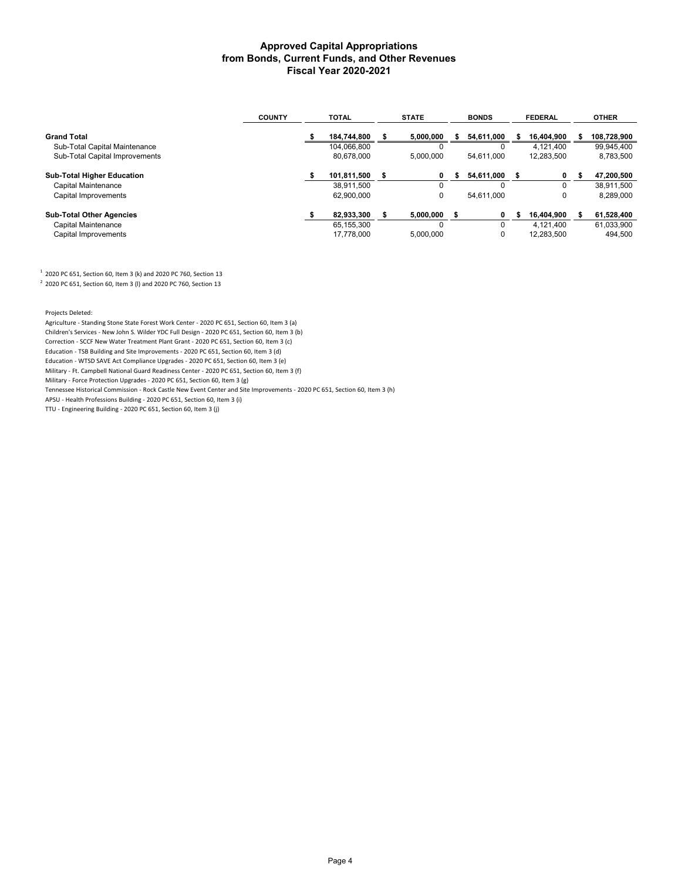# Approved Capital Appropriations from Bonds, Current Funds, and Other Revenues Fiscal Year 2020-2021

| | COUNTY | TOTAL | STATE | BONDS | FEDERAL | OTHER |
|---|---|---|---|---|---|---|
| **Grand Total** | | **$ 184,744,800** | **$ 5,000,000** | **$ 54,611,000** | **$ 16,404,900** | **$ 108,728,900** |
| Sub-Total Capital Maintenance | | 104,066,800 | 0 | 0 | 4,121,400 | 99,945,400 |
| Sub-Total Capital Improvements | | 80,678,000 | 5,000,000 | 54,611,000 | 12,283,500 | 8,783,500 |
| **Sub-Total Higher Education** | | **$ 101,811,500** | **$ 0** | **$ 54,611,000** | **$ 0** | **$ 47,200,500** |
| Capital Maintenance | | 38,911,500 | 0 | 0 | 0 | 38,911,500 |
| Capital Improvements | | 62,900,000 | 0 | 54,611,000 | 0 | 8,289,000 |
| **Sub-Total Other Agencies** | | **$ 82,933,300** | **$ 5,000,000** | **$ 0** | **$ 16,404,900** | **$ 61,528,400** |
| Capital Maintenance | | 65,155,300 | 0 | 0 | 4,121,400 | 61,033,900 |
| Capital Improvements | | 17,778,000 | 5,000,000 | 0 | 12,283,500 | 494,500 |

[1] 2020 PC 651, Section 60, Item 3 (k) and 2020 PC 760, Section 13

[2] 2020 PC 651, Section 60, Item 3 (l) and 2020 PC 760, Section 13

Projects Deleted:

Agriculture - Standing Stone State Forest Work Center - 2020 PC 651, Section 60, Item 3 (a)

Children's Services - New John S. Wilder YDC Full Design - 2020 PC 651, Section 60, Item 3 (b)

Correction - SCCF New Water Treatment Plant Grant - 2020 PC 651, Section 60, Item 3 (c)

Education - TSB Building and Site Improvements - 2020 PC 651, Section 60, Item 3 (d)

Education - WTSD SAVE Act Compliance Upgrades - 2020 PC 651, Section 60, Item 3 (e)

Military - Ft. Campbell National Guard Readiness Center - 2020 PC 651, Section 60, Item 3 (f)

Military - Force Protection Upgrades - 2020 PC 651, Section 60, Item 3 (g)

Tennessee Historical Commission - Rock Castle New Event Center and Site Improvements - 2020 PC 651, Section 60, Item 3 (h)

APSU - Health Professions Building - 2020 PC 651, Section 60, Item 3 (i)

TTU - Engineering Building - 2020 PC 651, Section 60, Item 3 (j)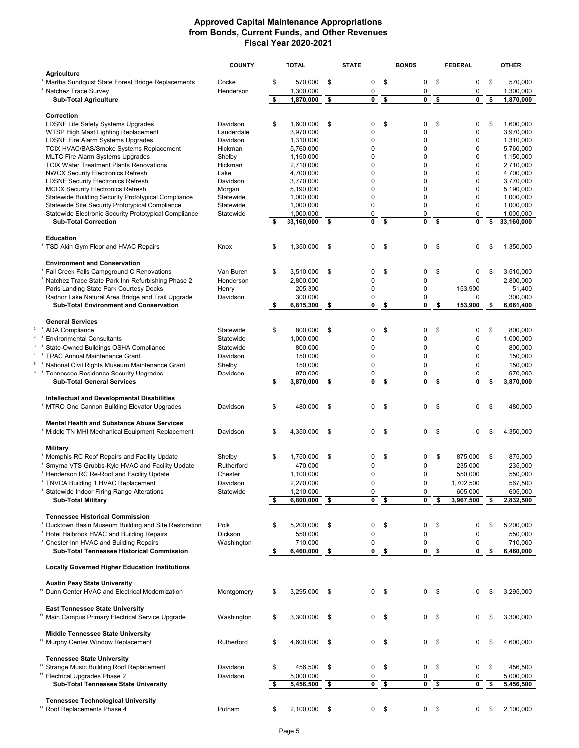# Approved Capital Maintenance Appropriations from Bonds, Current Funds, and Other Revenues Fiscal Year 2020-2021

| | COUNTY | TOTAL | STATE | BONDS | FEDERAL | OTHER |
|---|---|---|---|---|---|---|
| **Agriculture** | | | | | | |
| † Martha Sundquist State Forest Bridge Replacements | Cocke | $ 570,000 | $ 0 | $ 0 | $ 0 | $ 570,000 |
| † Natchez Trace Survey | Henderson | 1,300,000 | 0 | 0 | 0 | 1,300,000 |
| **Sub-Total Agriculture** | | **$ 1,870,000** | **$ 0** | **$ 0** | **$ 0** | **$ 1,870,000** |
| **Correction** | | | | | | |
| LDSNF Life Safety Systems Upgrades | Davidson | $ 1,600,000 | $ 0 | $ 0 | $ 0 | $ 1,600,000 |
| WTSP High Mast Lighting Replacement | Lauderdale | 3,970,000 | 0 | 0 | 0 | 3,970,000 |
| LDSNF Fire Alarm Systems Upgrades | Davidson | 1,310,000 | 0 | 0 | 0 | 1,310,000 |
| TCIX HVAC/BAS/Smoke Systems Replacement | Hickman | 5,760,000 | 0 | 0 | 0 | 5,760,000 |
| MLTC Fire Alarm Systems Upgrades | Shelby | 1,150,000 | 0 | 0 | 0 | 1,150,000 |
| TCIX Water Treatment Plants Renovations | Hickman | 2,710,000 | 0 | 0 | 0 | 2,710,000 |
| NWCX Security Electronics Refresh | Lake | 4,700,000 | 0 | 0 | 0 | 4,700,000 |
| LDSNF Security Electronics Refresh | Davidson | 3,770,000 | 0 | 0 | 0 | 3,770,000 |
| MCCX Security Electronics Refresh | Morgan | 5,190,000 | 0 | 0 | 0 | 5,190,000 |
| Statewide Building Security Prototypical Compliance | Statewide | 1,000,000 | 0 | 0 | 0 | 1,000,000 |
| Statewide Site Security Prototypical Compliance | Statewide | 1,000,000 | 0 | 0 | 0 | 1,000,000 |
| Statewide Electronic Security Prototypical Compliance | Statewide | 1,000,000 | 0 | 0 | 0 | 1,000,000 |
| **Sub-Total Correction** | | **$ 33,160,000** | **$ 0** | **$ 0** | **$ 0** | **$ 33,160,000** |
| **Education** | | | | | | |
| † TSD Akin Gym Floor and HVAC Repairs | Knox | $ 1,350,000 | $ 0 | $ 0 | $ 0 | $ 1,350,000 |
| **Environment and Conservation** | | | | | | |
| † Fall Creek Falls Campground C Renovations | Van Buren | $ 3,510,000 | $ 0 | $ 0 | $ 0 | $ 3,510,000 |
| † Natchez Trace State Park Inn Refurbishing Phase 2 | Henderson | 2,800,000 | 0 | 0 | 0 | 2,800,000 |
| Paris Landing State Park Courtesy Docks | Henry | 205,300 | 0 | 0 | 153,900 | 51,400 |
| Radnor Lake Natural Area Bridge and Trail Upgrade | Davidson | 300,000 | 0 | 0 | 0 | 300,000 |
| **Sub-Total Environment and Conservation** | | **$ 6,815,300** | **$ 0** | **$ 0** | **$ 153,900** | **$ 6,661,400** |
| **General Services** | | | | | | |
| 1 † ADA Compliance | Statewide | $ 800,000 | $ 0 | $ 0 | $ 0 | $ 800,000 |
| 2 † Environmental Consultants | Statewide | 1,000,000 | 0 | 0 | 0 | 1,000,000 |
| 3 † State-Owned Buildings OSHA Compliance | Statewide | 800,000 | 0 | 0 | 0 | 800,000 |
| 4 † TPAC Annual Maintenance Grant | Davidson | 150,000 | 0 | 0 | 0 | 150,000 |
| 5 † National Civil Rights Museum Maintenance Grant | Shelby | 150,000 | 0 | 0 | 0 | 150,000 |
| 6 † Tennessee Residence Security Upgrades | Davidson | 970,000 | 0 | 0 | 0 | 970,000 |
| **Sub-Total General Services** | | **$ 3,870,000** | **$ 0** | **$ 0** | **$ 0** | **$ 3,870,000** |
| **Intellectual and Developmental Disabilities** | | | | | | |
| † MTRO One Cannon Building Elevator Upgrades | Davidson | $ 480,000 | $ 0 | $ 0 | $ 0 | $ 480,000 |
| **Mental Health and Substance Abuse Services** | | | | | | |
| † Middle TN MHI Mechanical Equipment Replacement | Davidson | $ 4,350,000 | $ 0 | $ 0 | $ 0 | $ 4,350,000 |
| **Military** | | | | | | |
| † Memphis RC Roof Repairs and Facility Update | Shelby | $ 1,750,000 | $ 0 | $ 0 | $ 875,000 | $ 875,000 |
| † Smyrna VTS Grubbs-Kyle HVAC and Facility Update | Rutherford | 470,000 | 0 | 0 | 235,000 | 235,000 |
| † Henderson RC Re-Roof and Facility Update | Chester | 1,100,000 | 0 | 0 | 550,000 | 550,000 |
| † TNVCA Building 1 HVAC Replacement | Davidson | 2,270,000 | 0 | 0 | 1,702,500 | 567,500 |
| † Statewide Indoor Firing Range Alterations | Statewide | 1,210,000 | 0 | 0 | 605,000 | 605,000 |
| **Sub-Total Military** | | **$ 6,800,000** | **$ 0** | **$ 0** | **$ 3,967,500** | **$ 2,832,500** |
| **Tennessee Historical Commission** | | | | | | |
| † Ducktown Basin Museum Building and Site Restoration | Polk | $ 5,200,000 | $ 0 | $ 0 | $ 0 | $ 5,200,000 |
| † Hotel Halbrook HVAC and Building Repairs | Dickson | 550,000 | 0 | 0 | 0 | 550,000 |
| † Chester Inn HVAC and Building Repairs | Washington | 710,000 | 0 | 0 | 0 | 710,000 |
| **Sub-Total Tennessee Historical Commission** | | **$ 6,460,000** | **$ 0** | **$ 0** | **$ 0** | **$ 6,460,000** |
| **Locally Governed Higher Education Institutions** | | | | | | |
| **Austin Peay State University** | | | | | | |
| †† Dunn Center HVAC and Electrical Modernization | Montgomery | $ 3,295,000 | $ 0 | $ 0 | $ 0 | $ 3,295,000 |
| **East Tennessee State University** | | | | | | |
| †† Main Campus Primary Electrical Service Upgrade | Washington | $ 3,300,000 | $ 0 | $ 0 | $ 0 | $ 3,300,000 |
| **Middle Tennessee State University** | | | | | | |
| †† Murphy Center Window Replacement | Rutherford | $ 4,600,000 | $ 0 | $ 0 | $ 0 | $ 4,600,000 |
| **Tennessee State University** | | | | | | |
| †† Strange Music Building Roof Replacement | Davidson | $ 456,500 | $ 0 | $ 0 | $ 0 | $ 456,500 |
| †† Electrical Upgrades Phase 2 | Davidson | 5,000,000 | 0 | 0 | 0 | 5,000,000 |
| **Sub-Total Tennessee State University** | | **$ 5,456,500** | **$ 0** | **$ 0** | **$ 0** | **$ 5,456,500** |
| **Tennessee Technological University** | | | | | | |
| †† Roof Replacements Phase 4 | Putnam | $ 2,100,000 | $ 0 | $ 0 | $ 0 | $ 2,100,000 |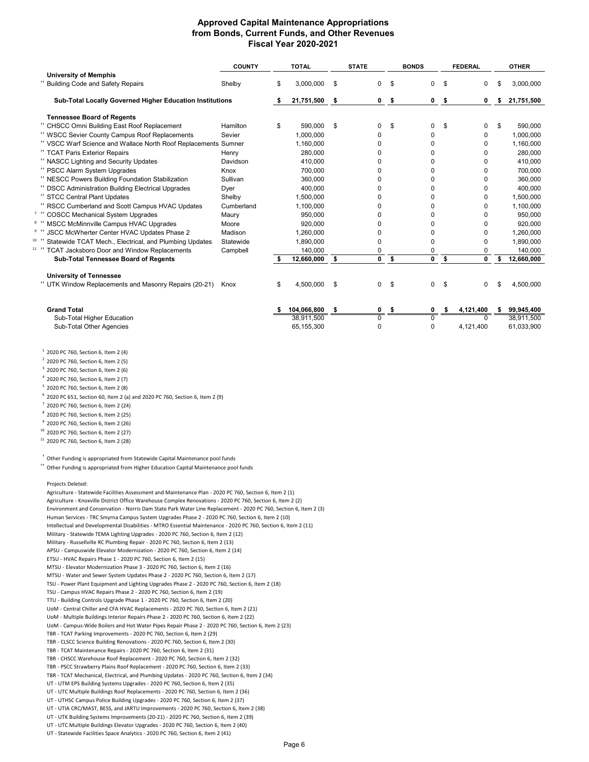## Approved Capital Maintenance Appropriations from Bonds, Current Funds, and Other Revenues Fiscal Year 2020-2021

| | COUNTY | TOTAL | STATE | BONDS | FEDERAL | OTHER |
|---|---|---|---|---|---|---|
| **University of Memphis** | | | | | | |
| †† Building Code and Safety Repairs | Shelby | $ 3,000,000 | $ 0 | $ 0 | $ 0 | $ 3,000,000 |
| **Sub-Total Locally Governed Higher Education Institutions** | | **$ 21,751,500** | **$ 0** | **$ 0** | **$ 0** | **$ 21,751,500** |
| **Tennessee Board of Regents** | | | | | | |
| †† CHSCC Omni Building East Roof Replacement | Hamilton | $ 590,000 | $ 0 | $ 0 | $ 0 | $ 590,000 |
| †† WSCC Sevier County Campus Roof Replacements | Sevier | 1,000,000 | 0 | 0 | 0 | 1,000,000 |
| †† VSCC Warf Science and Wallace North Roof Replacements | Sumner | 1,160,000 | 0 | 0 | 0 | 1,160,000 |
| †† TCAT Paris Exterior Repairs | Henry | 280,000 | 0 | 0 | 0 | 280,000 |
| †† NASCC Lighting and Security Updates | Davidson | 410,000 | 0 | 0 | 0 | 410,000 |
| †† PSCC Alarm System Upgrades | Knox | 700,000 | 0 | 0 | 0 | 700,000 |
| †† NESCC Powers Building Foundation Stabilization | Sullivan | 360,000 | 0 | 0 | 0 | 360,000 |
| †† DSCC Administration Building Electrical Upgrades | Dyer | 400,000 | 0 | 0 | 0 | 400,000 |
| †† STCC Central Plant Updates | Shelby | 1,500,000 | 0 | 0 | 0 | 1,500,000 |
| †† RSCC Cumberland and Scott Campus HVAC Updates | Cumberland | 1,100,000 | 0 | 0 | 0 | 1,100,000 |
| [7] †† COSCC Mechanical System Upgrades | Maury | 950,000 | 0 | 0 | 0 | 950,000 |
| [8] †† MSCC McMinnville Campus HVAC Upgrades | Moore | 920,000 | 0 | 0 | 0 | 920,000 |
| [9] †† JSCC McWherter Center HVAC Updates Phase 2 | Madison | 1,260,000 | 0 | 0 | 0 | 1,260,000 |
| [10] †† Statewide TCAT Mech., Electrical, and Plumbing Updates | Statewide | 1,890,000 | 0 | 0 | 0 | 1,890,000 |
| [11] †† TCAT Jacksboro Door and Window Replacements | Campbell | 140,000 | 0 | 0 | 0 | 140,000 |
| **Sub-Total Tennessee Board of Regents** | | **$ 12,660,000** | **$ 0** | **$ 0** | **$ 0** | **$ 12,660,000** |
| **University of Tennessee** | | | | | | |
| †† UTK Window Replacements and Masonry Repairs (20-21) | Knox | $ 4,500,000 | $ 0 | $ 0 | $ 0 | $ 4,500,000 |
| **Grand Total** | | **$ 104,066,800** | **$ 0** | **$ 0** | **$ 4,121,400** | **$ 99,945,400** |
| Sub-Total Higher Education | | 38,911,500 | 0 | 0 | 0 | 38,911,500 |
| Sub-Total Other Agencies | | 65,155,300 | 0 | 0 | 4,121,400 | 61,033,900 |

[1] 2020 PC 760, Section 6, Item 2 (4)
[2] 2020 PC 760, Section 6, Item 2 (5)
[3] 2020 PC 760, Section 6, Item 2 (6)
[4] 2020 PC 760, Section 6, Item 2 (7)
[5] 2020 PC 760, Section 6, Item 2 (8)
[6] 2020 PC 651, Section 60, Item 2 (a) and 2020 PC 760, Section 6, Item 2 (9)
[7] 2020 PC 760, Section 6, Item 2 (24)
[8] 2020 PC 760, Section 6, Item 2 (25)
[9] 2020 PC 760, Section 6, Item 2 (26)
[10] 2020 PC 760, Section 6, Item 2 (27)
[11] 2020 PC 760, Section 6, Item 2 (28)

† Other Funding is appropriated from Statewide Capital Maintenance pool funds
†† Other Funding is appropriated from Higher Education Capital Maintenance pool funds

Projects Deleted:
Agriculture - Statewide Facilities Assessment and Maintenance Plan - 2020 PC 760, Section 6, Item 2 (1)
Agriculture - Knoxville District Office Warehouse Complex Renovations - 2020 PC 760, Section 6, Item 2 (2)
Environment and Conservation - Norris Dam State Park Water Line Replacement - 2020 PC 760, Section 6, Item 2 (3)
Human Services - TRC Smyrna Campus System Upgrades Phase 2 - 2020 PC 760, Section 6, Item 2 (10)
Intellectual and Developmental Disabilities - MTRO Essential Maintenance - 2020 PC 760, Section 6, Item 2 (11)
Military - Statewide TEMA Lighting Upgrades - 2020 PC 760, Section 6, Item 2 (12)
Military - Russellville RC Plumbing Repair - 2020 PC 760, Section 6, Item 2 (13)
APSU - Campuswide Elevator Modernization - 2020 PC 760, Section 6, Item 2 (14)
ETSU - HVAC Repairs Phase 1 - 2020 PC 760, Section 6, Item 2 (15)
MTSU - Elevator Modernization Phase 3 - 2020 PC 760, Section 6, Item 2 (16)
MTSU - Water and Sewer System Updates Phase 2 - 2020 PC 760, Section 6, Item 2 (17)
TSU - Power Plant Equipment and Lighting Upgrades Phase 2 - 2020 PC 760, Section 6, Item 2 (18)
TSU - Campus HVAC Repairs Phase 2 - 2020 PC 760, Section 6, Item 2 (19)
TTU - Building Controls Upgrade Phase 1 - 2020 PC 760, Section 6, Item 2 (20)
UoM - Central Chiller and CFA HVAC Replacements - 2020 PC 760, Section 6, Item 2 (21)
UoM - Multiple Buildings Interior Repairs Phase 2 - 2020 PC 760, Section 6, Item 2 (22)
UoM - Campus-Wide Boilers and Hot Water Pipes Repair Phase 2 - 2020 PC 760, Section 6, Item 2 (23)
TBR - TCAT Parking Improvements - 2020 PC 760, Section 6, Item 2 (29)
TBR - CLSCC Science Building Renovations - 2020 PC 760, Section 6, Item 2 (30)
TBR - TCAT Maintenance Repairs - 2020 PC 760, Section 6, Item 2 (31)
TBR - CHSCC Warehouse Roof Replacement - 2020 PC 760, Section 6, Item 2 (32)
TBR - PSCC Strawberry Plains Roof Replacement - 2020 PC 760, Section 6, Item 2 (33)
TBR - TCAT Mechanical, Electrical, and Plumbing Updates - 2020 PC 760, Section 6, Item 2 (34)
UT - UTM EPS Building Systems Upgrades - 2020 PC 760, Section 6, Item 2 (35)
UT - UTC Multiple Buildings Roof Replacements - 2020 PC 760, Section 6, Item 2 (36)
UT - UTHSC Campus Police Building Upgrades - 2020 PC 760, Section 6, Item 2 (37)
UT - UTIA CRC/MAST, BESS, and JARTU Improvements - 2020 PC 760, Section 6, Item 2 (38)
UT - UTK Building Systems Improvements (20-21) - 2020 PC 760, Section 6, Item 2 (39)
UT - UTC Multiple Buildings Elevator Upgrades - 2020 PC 760, Section 6, Item 2 (40)
UT - Statewide Facilities Space Analytics - 2020 PC 760, Section 6, Item 2 (41)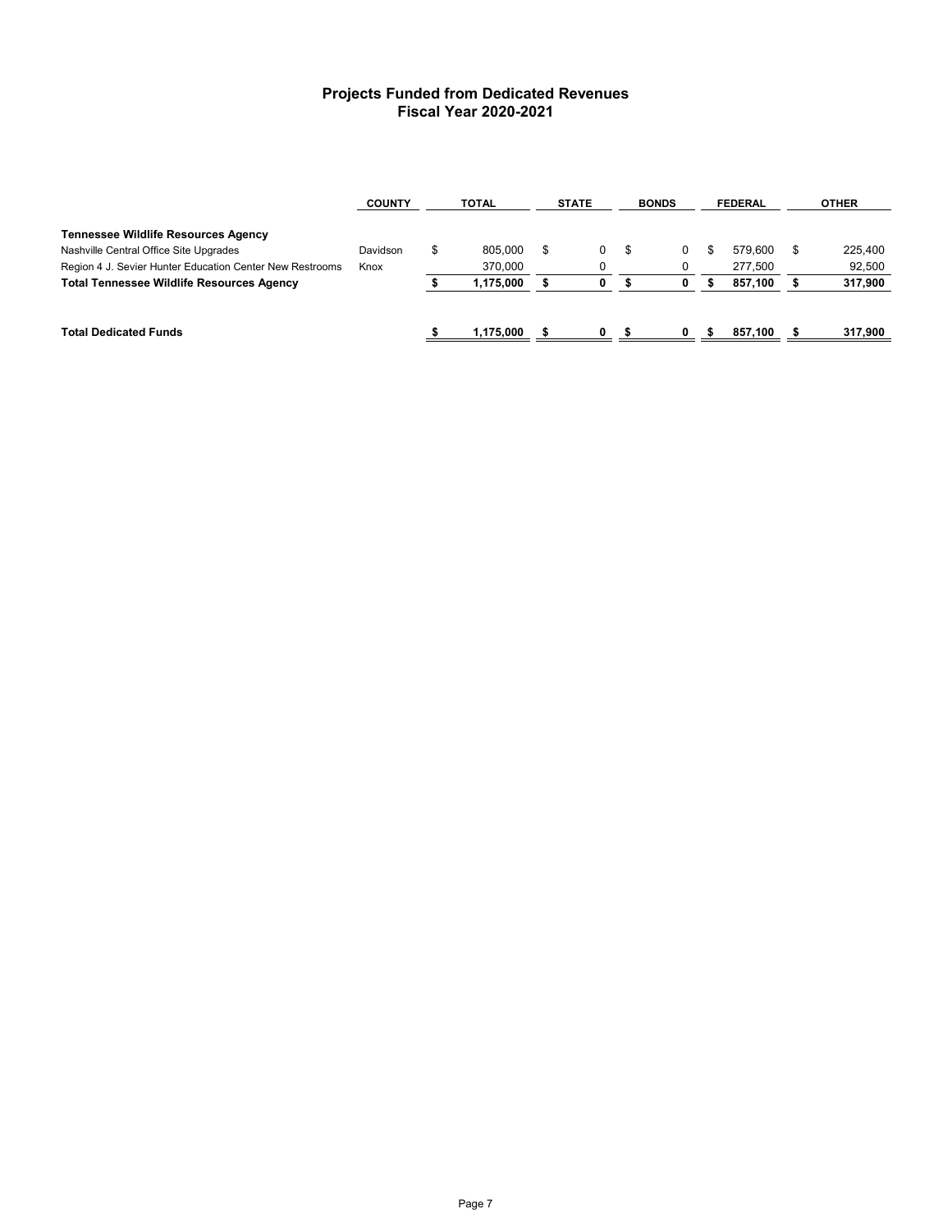# Projects Funded from Dedicated Revenues
## Fiscal Year 2020-2021

| | COUNTY | TOTAL | STATE | BONDS | FEDERAL | OTHER |
|---|---|---|---|---|---|---|
| **Tennessee Wildlife Resources Agency** | | | | | | |
| Nashville Central Office Site Upgrades | Davidson | $ 805,000 | $ 0 | $ 0 | $ 579,600 | $ 225,400 |
| Region 4 J. Sevier Hunter Education Center New Restrooms | Knox | 370,000 | 0 | 0 | 277,500 | 92,500 |
| **Total Tennessee Wildlife Resources Agency** | | **$ 1,175,000** | **$ 0** | **$ 0** | **$ 857,100** | **$ 317,900** |
| | | | | | | |
| **Total Dedicated Funds** | | **$ 1,175,000** | **$ 0** | **$ 0** | **$ 857,100** | **$ 317,900** |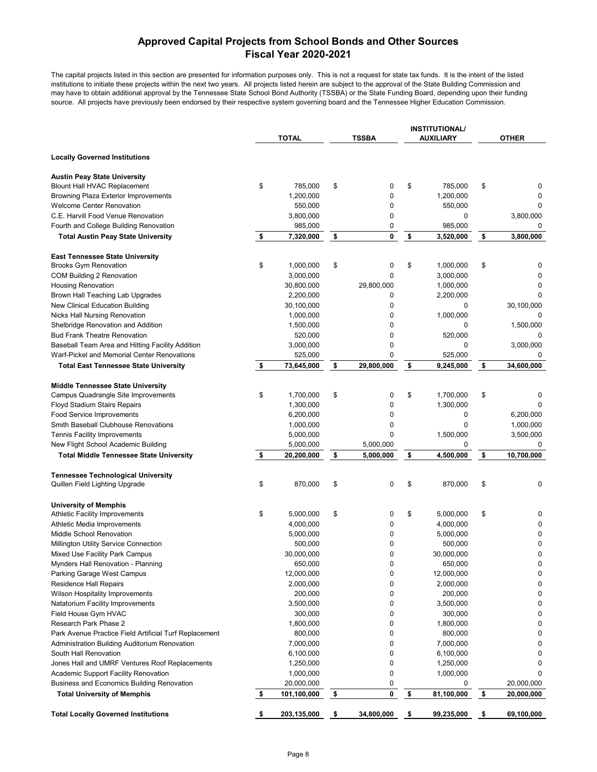# Approved Capital Projects from School Bonds and Other Sources
## Fiscal Year 2020-2021

The capital projects listed in this section are presented for information purposes only. This is not a request for state tax funds. It is the intent of the listed institutions to initiate these projects within the next two years. All projects listed herein are subject to the approval of the State Building Commission and may have to obtain additional approval by the Tennessee State School Bond Authority (TSSBA) or the State Funding Board, depending upon their funding source. All projects have previously been endorsed by their respective system governing board and the Tennessee Higher Education Commission.

| | TOTAL | TSSBA | INSTITUTIONAL/ AUXILIARY | OTHER |
|---|---|---|---|---|
| **Locally Governed Institutions** | | | | |
| **Austin Peay State University** | | | | |
| Blount Hall HVAC Replacement | $ 785,000 | $ 0 | $ 785,000 | $ 0 |
| Browning Plaza Exterior Improvements | 1,200,000 | 0 | 1,200,000 | 0 |
| Welcome Center Renovation | 550,000 | 0 | 550,000 | 0 |
| C.E. Harvill Food Venue Renovation | 3,800,000 | 0 | 0 | 3,800,000 |
| Fourth and College Building Renovation | 985,000 | 0 | 985,000 | 0 |
| **Total Austin Peay State University** | **$ 7,320,000** | **$ 0** | **$ 3,520,000** | **$ 3,800,000** |
| **East Tennessee State University** | | | | |
| Brooks Gym Renovation | $ 1,000,000 | $ 0 | $ 1,000,000 | $ 0 |
| COM Building 2 Renovation | 3,000,000 | 0 | 3,000,000 | 0 |
| Housing Renovation | 30,800,000 | 29,800,000 | 1,000,000 | 0 |
| Brown Hall Teaching Lab Upgrades | 2,200,000 | 0 | 2,200,000 | 0 |
| New Clinical Education Building | 30,100,000 | 0 | 0 | 30,100,000 |
| Nicks Hall Nursing Renovation | 1,000,000 | 0 | 1,000,000 | 0 |
| Shelbridge Renovation and Addition | 1,500,000 | 0 | 0 | 1,500,000 |
| Bud Frank Theatre Renovation | 520,000 | 0 | 520,000 | 0 |
| Baseball Team Area and Hitting Facility Addition | 3,000,000 | 0 | 0 | 3,000,000 |
| Warf-Pickel and Memorial Center Renovations | 525,000 | 0 | 525,000 | 0 |
| **Total East Tennessee State University** | **$ 73,645,000** | **$ 29,800,000** | **$ 9,245,000** | **$ 34,600,000** |
| **Middle Tennessee State University** | | | | |
| Campus Quadrangle Site Improvements | $ 1,700,000 | $ 0 | $ 1,700,000 | $ 0 |
| Floyd Stadium Stairs Repairs | 1,300,000 | 0 | 1,300,000 | 0 |
| Food Service Improvements | 6,200,000 | 0 | 0 | 6,200,000 |
| Smith Baseball Clubhouse Renovations | 1,000,000 | 0 | 0 | 1,000,000 |
| Tennis Facility Improvements | 5,000,000 | 0 | 1,500,000 | 3,500,000 |
| New Flight School Academic Building | 5,000,000 | 5,000,000 | 0 | 0 |
| **Total Middle Tennessee State University** | **$ 20,200,000** | **$ 5,000,000** | **$ 4,500,000** | **$ 10,700,000** |
| **Tennessee Technological University** | | | | |
| Quillen Field Lighting Upgrade | $ 870,000 | $ 0 | $ 870,000 | $ 0 |
| **University of Memphis** | | | | |
| Athletic Facility Improvements | $ 5,000,000 | $ 0 | $ 5,000,000 | $ 0 |
| Athletic Media Improvements | 4,000,000 | 0 | 4,000,000 | 0 |
| Middle School Renovation | 5,000,000 | 0 | 5,000,000 | 0 |
| Millington Utility Service Connection | 500,000 | 0 | 500,000 | 0 |
| Mixed Use Facility Park Campus | 30,000,000 | 0 | 30,000,000 | 0 |
| Mynders Hall Renovation - Planning | 650,000 | 0 | 650,000 | 0 |
| Parking Garage West Campus | 12,000,000 | 0 | 12,000,000 | 0 |
| Residence Hall Repairs | 2,000,000 | 0 | 2,000,000 | 0 |
| Wilson Hospitality Improvements | 200,000 | 0 | 200,000 | 0 |
| Natatorium Facility Improvements | 3,500,000 | 0 | 3,500,000 | 0 |
| Field House Gym HVAC | 300,000 | 0 | 300,000 | 0 |
| Research Park Phase 2 | 1,800,000 | 0 | 1,800,000 | 0 |
| Park Avenue Practice Field Artificial Turf Replacement | 800,000 | 0 | 800,000 | 0 |
| Administration Building Auditorium Renovation | 7,000,000 | 0 | 7,000,000 | 0 |
| South Hall Renovation | 6,100,000 | 0 | 6,100,000 | 0 |
| Jones Hall and UMRF Ventures Roof Replacements | 1,250,000 | 0 | 1,250,000 | 0 |
| Academic Support Facility Renovation | 1,000,000 | 0 | 1,000,000 | 0 |
| Business and Economics Building Renovation | 20,000,000 | 0 | 0 | 20,000,000 |
| **Total University of Memphis** | **$ 101,100,000** | **$ 0** | **$ 81,100,000** | **$ 20,000,000** |
| **Total Locally Governed Institutions** | **$ 203,135,000** | **$ 34,800,000** | **$ 99,235,000** | **$ 69,100,000** |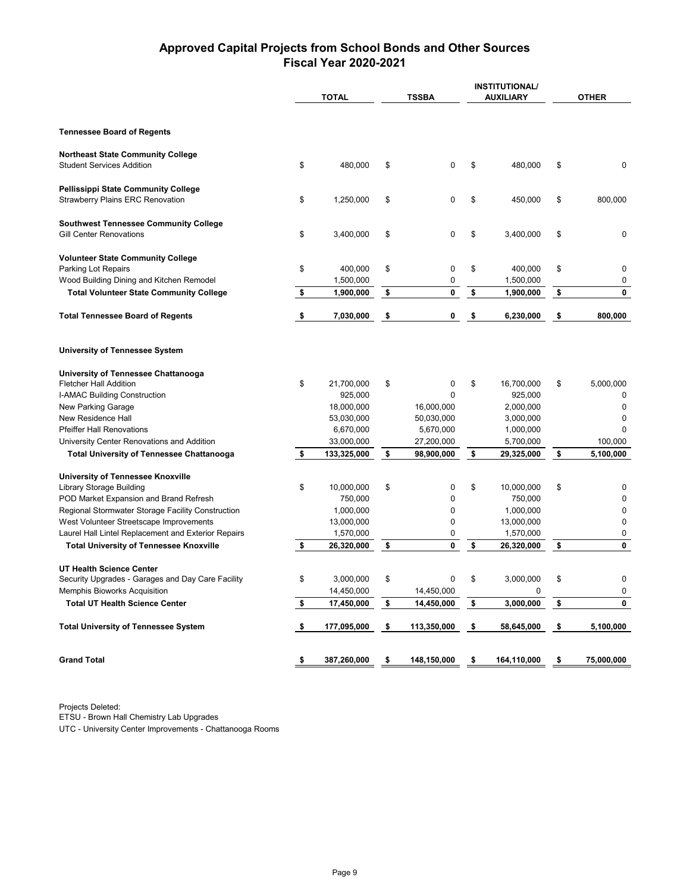# Approved Capital Projects from School Bonds and Other Sources
## Fiscal Year 2020-2021

| | TOTAL | TSSBA | INSTITUTIONAL/ AUXILIARY | OTHER |
|---|---|---|---|---|
| **Tennessee Board of Regents** | | | | |
| **Northeast State Community College** | | | | |
| Student Services Addition | $ 480,000 | $ 0 | $ 480,000 | $ 0 |
| **Pellissippi State Community College** | | | | |
| Strawberry Plains ERC Renovation | $ 1,250,000 | $ 0 | $ 450,000 | $ 800,000 |
| **Southwest Tennessee Community College** | | | | |
| Gill Center Renovations | $ 3,400,000 | $ 0 | $ 3,400,000 | $ 0 |
| **Volunteer State Community College** | | | | |
| Parking Lot Repairs | $ 400,000 | $ 0 | $ 400,000 | $ 0 |
| Wood Building Dining and Kitchen Remodel | 1,500,000 | 0 | 1,500,000 | 0 |
| **Total Volunteer State Community College** | **$ 1,900,000** | **$ 0** | **$ 1,900,000** | **$ 0** |
| **Total Tennessee Board of Regents** | **$ 7,030,000** | **$ 0** | **$ 6,230,000** | **$ 800,000** |
| **University of Tennessee System** | | | | |
| **University of Tennessee Chattanooga** | | | | |
| Fletcher Hall Addition | $ 21,700,000 | $ 0 | $ 16,700,000 | $ 5,000,000 |
| I-AMAC Building Construction | 925,000 | 0 | 925,000 | 0 |
| New Parking Garage | 18,000,000 | 16,000,000 | 2,000,000 | 0 |
| New Residence Hall | 53,030,000 | 50,030,000 | 3,000,000 | 0 |
| Pfeiffer Hall Renovations | 6,670,000 | 5,670,000 | 1,000,000 | 0 |
| University Center Renovations and Addition | 33,000,000 | 27,200,000 | 5,700,000 | 100,000 |
| **Total University of Tennessee Chattanooga** | **$ 133,325,000** | **$ 98,900,000** | **$ 29,325,000** | **$ 5,100,000** |
| **University of Tennessee Knoxville** | | | | |
| Library Storage Building | $ 10,000,000 | $ 0 | $ 10,000,000 | $ 0 |
| POD Market Expansion and Brand Refresh | 750,000 | 0 | 750,000 | 0 |
| Regional Stormwater Storage Facility Construction | 1,000,000 | 0 | 1,000,000 | 0 |
| West Volunteer Streetscape Improvements | 13,000,000 | 0 | 13,000,000 | 0 |
| Laurel Hall Lintel Replacement and Exterior Repairs | 1,570,000 | 0 | 1,570,000 | 0 |
| **Total University of Tennessee Knoxville** | **$ 26,320,000** | **$ 0** | **$ 26,320,000** | **$ 0** |
| **UT Health Science Center** | | | | |
| Security Upgrades - Garages and Day Care Facility | $ 3,000,000 | $ 0 | $ 3,000,000 | $ 0 |
| Memphis Bioworks Acquisition | 14,450,000 | 14,450,000 | 0 | 0 |
| **Total UT Health Science Center** | **$ 17,450,000** | **$ 14,450,000** | **$ 3,000,000** | **$ 0** |
| **Total University of Tennessee System** | **$ 177,095,000** | **$ 113,350,000** | **$ 58,645,000** | **$ 5,100,000** |
| **Grand Total** | **$ 387,260,000** | **$ 148,150,000** | **$ 164,110,000** | **$ 75,000,000** |

Projects Deleted:
ETSU - Brown Hall Chemistry Lab Upgrades
UTC - University Center Improvements - Chattanooga Rooms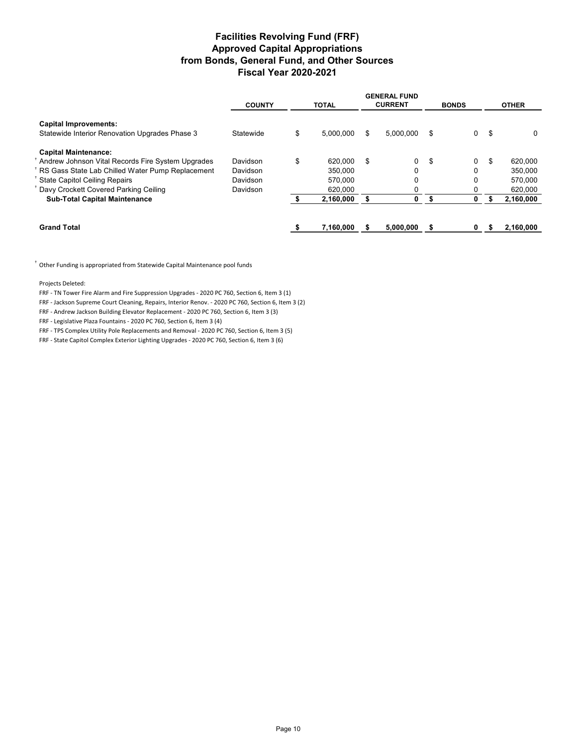# Facilities Revolving Fund (FRF)
# Approved Capital Appropriations
# from Bonds, General Fund, and Other Sources
# Fiscal Year 2020-2021

| | COUNTY | TOTAL | GENERAL FUND CURRENT | BONDS | OTHER |
|---|---|---|---|---|---|
| **Capital Improvements:** | | | | | |
| Statewide Interior Renovation Upgrades Phase 3 | Statewide | $ 5,000,000 | $ 5,000,000 | $ 0 | $ 0 |
| **Capital Maintenance:** | | | | | |
| † Andrew Johnson Vital Records Fire System Upgrades | Davidson | $ 620,000 | $ 0 | $ 0 | $ 620,000 |
| † RS Gass State Lab Chilled Water Pump Replacement | Davidson | 350,000 | 0 | 0 | 350,000 |
| † State Capitol Ceiling Repairs | Davidson | 570,000 | 0 | 0 | 570,000 |
| † Davy Crockett Covered Parking Ceiling | Davidson | 620,000 | 0 | 0 | 620,000 |
| **Sub-Total Capital Maintenance** | | **$ 2,160,000** | **$ 0** | **$ 0** | **$ 2,160,000** |
| **Grand Total** | | **$ 7,160,000** | **$ 5,000,000** | **$ 0** | **$ 2,160,000** |

† Other Funding is appropriated from Statewide Capital Maintenance pool funds

Projects Deleted:

FRF - TN Tower Fire Alarm and Fire Suppression Upgrades - 2020 PC 760, Section 6, Item 3 (1)

FRF - Jackson Supreme Court Cleaning, Repairs, Interior Renov. - 2020 PC 760, Section 6, Item 3 (2)

FRF - Andrew Jackson Building Elevator Replacement - 2020 PC 760, Section 6, Item 3 (3)

FRF - Legislative Plaza Fountains - 2020 PC 760, Section 6, Item 3 (4)

FRF - TPS Complex Utility Pole Replacements and Removal - 2020 PC 760, Section 6, Item 3 (5)

FRF - State Capitol Complex Exterior Lighting Upgrades - 2020 PC 760, Section 6, Item 3 (6)